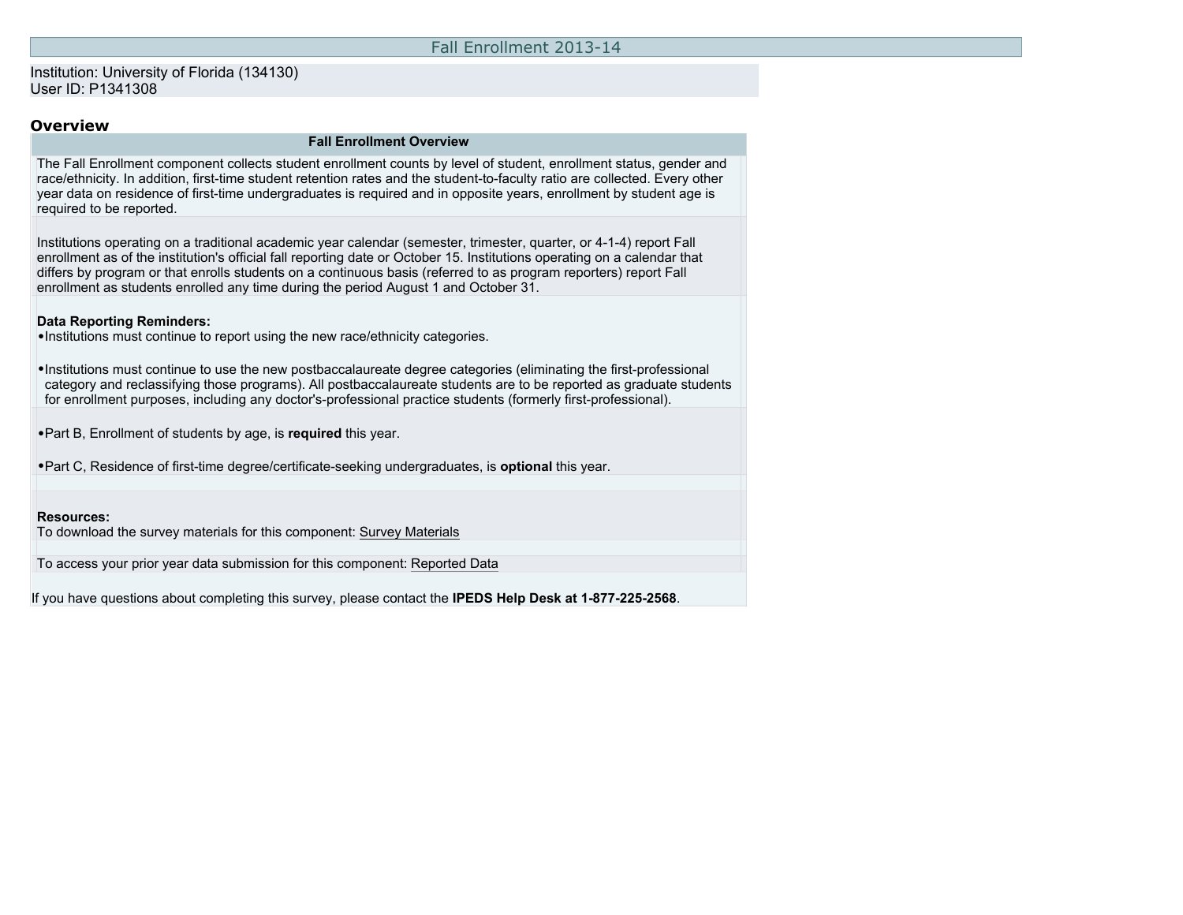# Fall Enrollment 2013-14

Institution: University of Florida (134130)
User ID: P1341308

## Overview

### Fall Enrollment Overview

The Fall Enrollment component collects student enrollment counts by level of student, enrollment status, gender and race/ethnicity. In addition, first-time student retention rates and the student-to-faculty ratio are collected. Every other year data on residence of first-time undergraduates is required and in opposite years, enrollment by student age is required to be reported.

Institutions operating on a traditional academic year calendar (semester, trimester, quarter, or 4-1-4) report Fall enrollment as of the institution's official fall reporting date or October 15. Institutions operating on a calendar that differs by program or that enrolls students on a continuous basis (referred to as program reporters) report Fall enrollment as students enrolled any time during the period August 1 and October 31.

**Data Reporting Reminders:**

- Institutions must continue to report using the new race/ethnicity categories.
- Institutions must continue to use the new postbaccalaureate degree categories (eliminating the first-professional category and reclassifying those programs). All postbaccalaureate students are to be reported as graduate students for enrollment purposes, including any doctor's-professional practice students (formerly first-professional).
- Part B, Enrollment of students by age, is **required** this year.
- Part C, Residence of first-time degree/certificate-seeking undergraduates, is **optional** this year.

**Resources:**
To download the survey materials for this component: Survey Materials

To access your prior year data submission for this component: Reported Data

If you have questions about completing this survey, please contact the **IPEDS Help Desk at 1-877-225-2568**.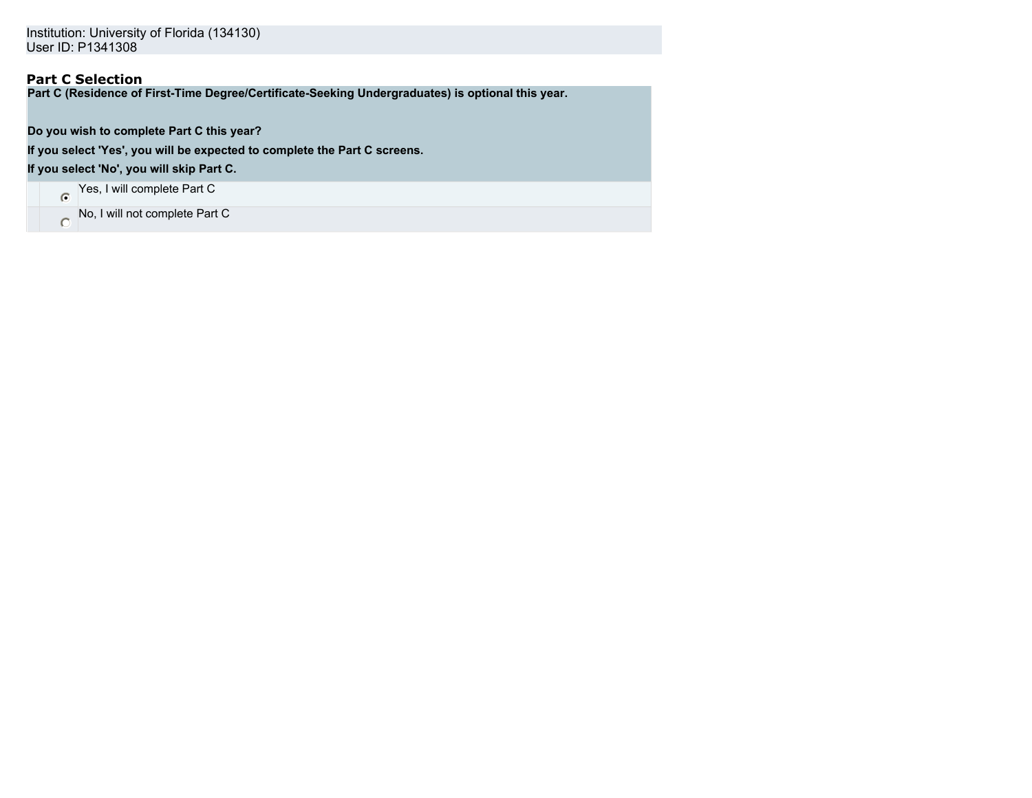Institution: University of Florida (134130)
User ID: P1341308

## Part C Selection

**Part C (Residence of First-Time Degree/Certificate-Seeking Undergraduates) is optional this year.**

**Do you wish to complete Part C this year?**

**If you select 'Yes', you will be expected to complete the Part C screens.**

**If you select 'No', you will skip Part C.**

| | |
|---|---|
| (●) | Yes, I will complete Part C |
| ( ) | No, I will not complete Part C |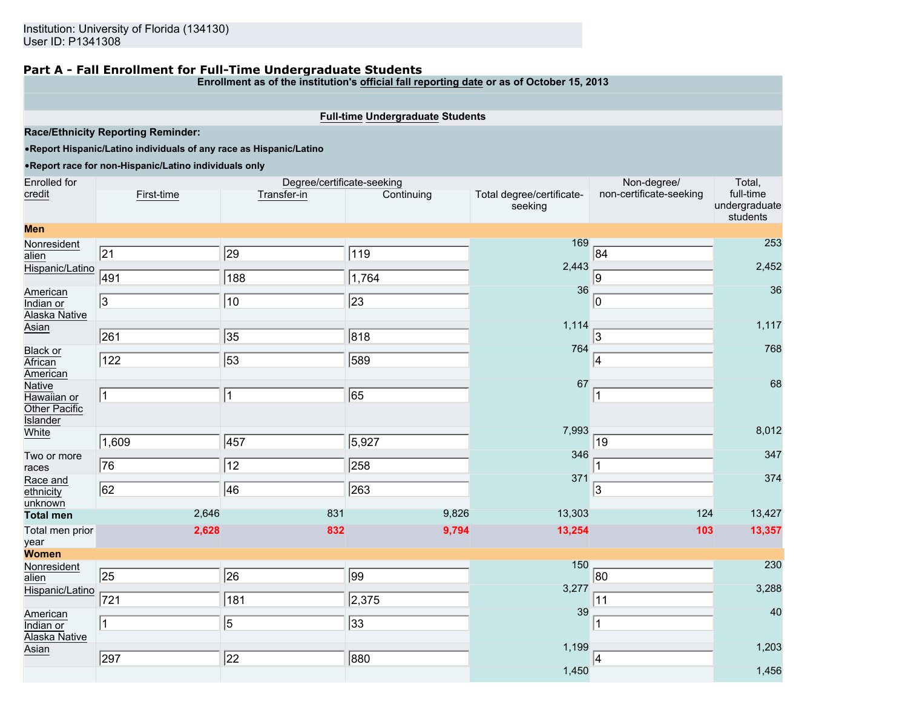Institution: University of Florida (134130)
User ID: P1341308

## Part A - Fall Enrollment for Full-Time Undergraduate Students

**Enrollment as of the institution's official fall reporting date or as of October 15, 2013**

**Full-time Undergraduate Students**

**Race/Ethnicity Reporting Reminder:**

- **Report Hispanic/Latino individuals of any race as Hispanic/Latino**
- **Report race for non-Hispanic/Latino individuals only**

| Enrolled for credit | Degree/certificate-seeking | | | | Non-degree/ non-certificate-seeking | Total, full-time undergraduate students |
|---|---|---|---|---|---|---|
| | First-time | Transfer-in | Continuing | Total degree/certificate-seeking | | |
| **Men** | | | | | | |
| Nonresident alien | 21 | 29 | 119 | 169 | 84 | 253 |
| Hispanic/Latino | 491 | 188 | 1,764 | 2,443 | 9 | 2,452 |
| American Indian or Alaska Native | 3 | 10 | 23 | 36 | 0 | 36 |
| Asian | 261 | 35 | 818 | 1,114 | 3 | 1,117 |
| Black or African American | 122 | 53 | 589 | 764 | 4 | 768 |
| Native Hawaiian or Other Pacific Islander | 1 | 1 | 65 | 67 | 1 | 68 |
| White | 1,609 | 457 | 5,927 | 7,993 | 19 | 8,012 |
| Two or more races | 76 | 12 | 258 | 346 | 1 | 347 |
| Race and ethnicity unknown | 62 | 46 | 263 | 371 | 3 | 374 |
| **Total men** | 2,646 | 831 | 9,826 | 13,303 | 124 | 13,427 |
| Total men prior year | **2,628** | **832** | **9,794** | **13,254** | **103** | **13,357** |
| **Women** | | | | | | |
| Nonresident alien | 25 | 26 | 99 | 150 | 80 | 230 |
| Hispanic/Latino | 721 | 181 | 2,375 | 3,277 | 11 | 3,288 |
| American Indian or Alaska Native | 1 | 5 | 33 | 39 | 1 | 40 |
| Asian | 297 | 22 | 880 | 1,199 | 4 | 1,203 |
| | | | | 1,450 | | 1,456 |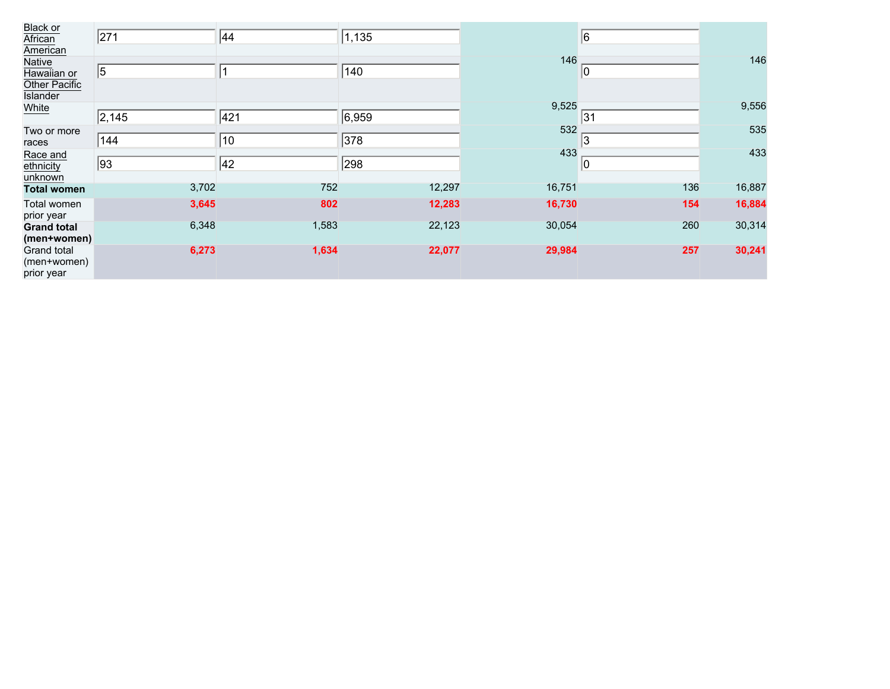| | | | | | | |
|---|---|---|---|---|---|---|
| Black or African American | 271 | 44 | 1,135 | | 6 | |
| Native Hawaiian or Other Pacific Islander | 5 | 1 | 140 | 146 | 0 | 146 |
| White | 2,145 | 421 | 6,959 | 9,525 | 31 | 9,556 |
| Two or more races | 144 | 10 | 378 | 532 | 3 | 535 |
| Race and ethnicity unknown | 93 | 42 | 298 | 433 | 0 | 433 |
| **Total women** | 3,702 | 752 | 12,297 | 16,751 | 136 | 16,887 |
| Total women prior year | **3,645** | **802** | **12,283** | **16,730** | **154** | **16,884** |
| **Grand total (men+women)** | 6,348 | 1,583 | 22,123 | 30,054 | 260 | 30,314 |
| Grand total (men+women) prior year | **6,273** | **1,634** | **22,077** | **29,984** | **257** | **30,241** |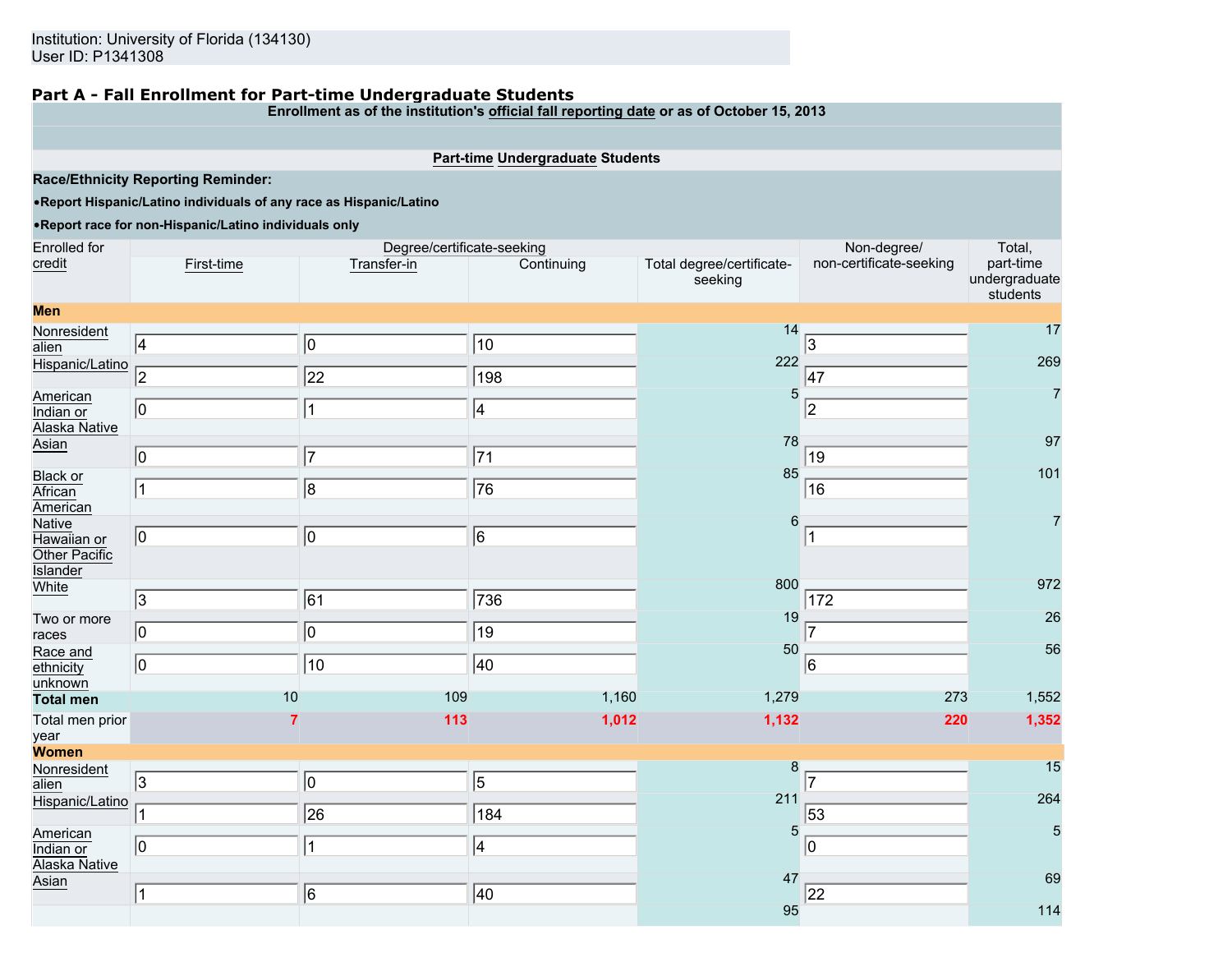Institution: University of Florida (134130)
User ID: P1341308

## Part A - Fall Enrollment for Part-time Undergraduate Students

**Enrollment as of the institution's official fall reporting date or as of October 15, 2013**

**Part-time Undergraduate Students**

**Race/Ethnicity Reporting Reminder:**

- **Report Hispanic/Latino individuals of any race as Hispanic/Latino**
- **Report race for non-Hispanic/Latino individuals only**

| Enrolled for credit | Degree/certificate-seeking | | | | Non-degree/ non-certificate-seeking | Total, part-time undergraduate students |
|---|---|---|---|---|---|---|
| | First-time | Transfer-in | Continuing | Total degree/certificate-seeking | | |
| **Men** | | | | | | |
| Nonresident alien | 4 | 0 | 10 | 14 | 3 | 17 |
| Hispanic/Latino | 2 | 22 | 198 | 222 | 47 | 269 |
| American Indian or Alaska Native | 0 | 1 | 4 | 5 | 2 | 7 |
| Asian | 0 | 7 | 71 | 78 | 19 | 97 |
| Black or African American | 1 | 8 | 76 | 85 | 16 | 101 |
| Native Hawaiian or Other Pacific Islander | 0 | 0 | 6 | 6 | 1 | 7 |
| White | 3 | 61 | 736 | 800 | 172 | 972 |
| Two or more races | 0 | 0 | 19 | 19 | 7 | 26 |
| Race and ethnicity unknown | 0 | 10 | 40 | 50 | 6 | 56 |
| **Total men** | 10 | 109 | 1,160 | 1,279 | 273 | 1,552 |
| Total men prior year | **7** | **113** | **1,012** | **1,132** | **220** | **1,352** |
| **Women** | | | | | | |
| Nonresident alien | 3 | 0 | 5 | 8 | 7 | 15 |
| Hispanic/Latino | 1 | 26 | 184 | 211 | 53 | 264 |
| American Indian or Alaska Native | 0 | 1 | 4 | 5 | 0 | 5 |
| Asian | 1 | 6 | 40 | 47 | 22 | 69 |
| | | | | 95 | | 114 |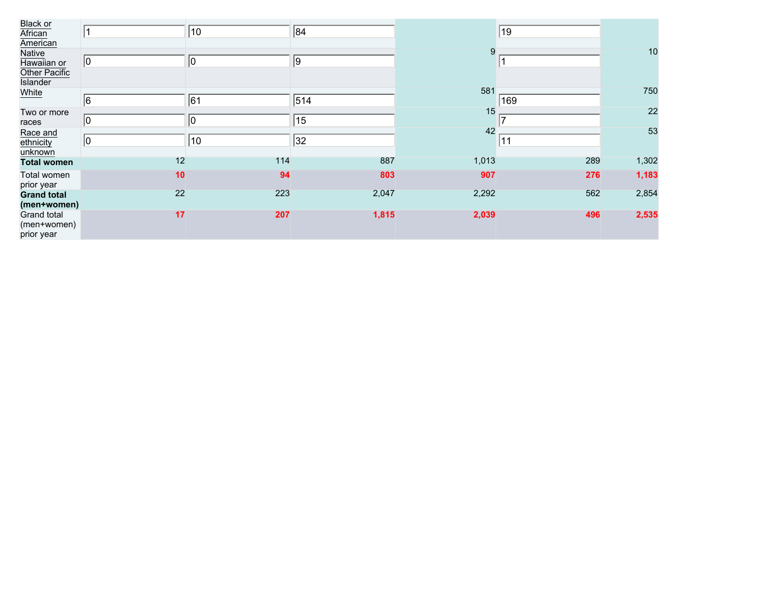| | | | | | | |
|---|---|---|---|---|---|---|
| Black or African American | 1 | 10 | 84 | | 19 | |
| Native Hawaiian or Other Pacific Islander | 0 | 0 | 9 | 9 | 1 | 10 |
| White | 6 | 61 | 514 | 581 | 169 | 750 |
| Two or more races | 0 | 0 | 15 | 15 | 7 | 22 |
| Race and ethnicity unknown | 0 | 10 | 32 | 42 | 11 | 53 |
| **Total women** | 12 | 114 | 887 | 1,013 | 289 | 1,302 |
| Total women prior year | **10** | **94** | **803** | **907** | **276** | **1,183** |
| **Grand total (men+women)** | 22 | 223 | 2,047 | 2,292 | 562 | 2,854 |
| Grand total (men+women) prior year | **17** | **207** | **1,815** | **2,039** | **496** | **2,535** |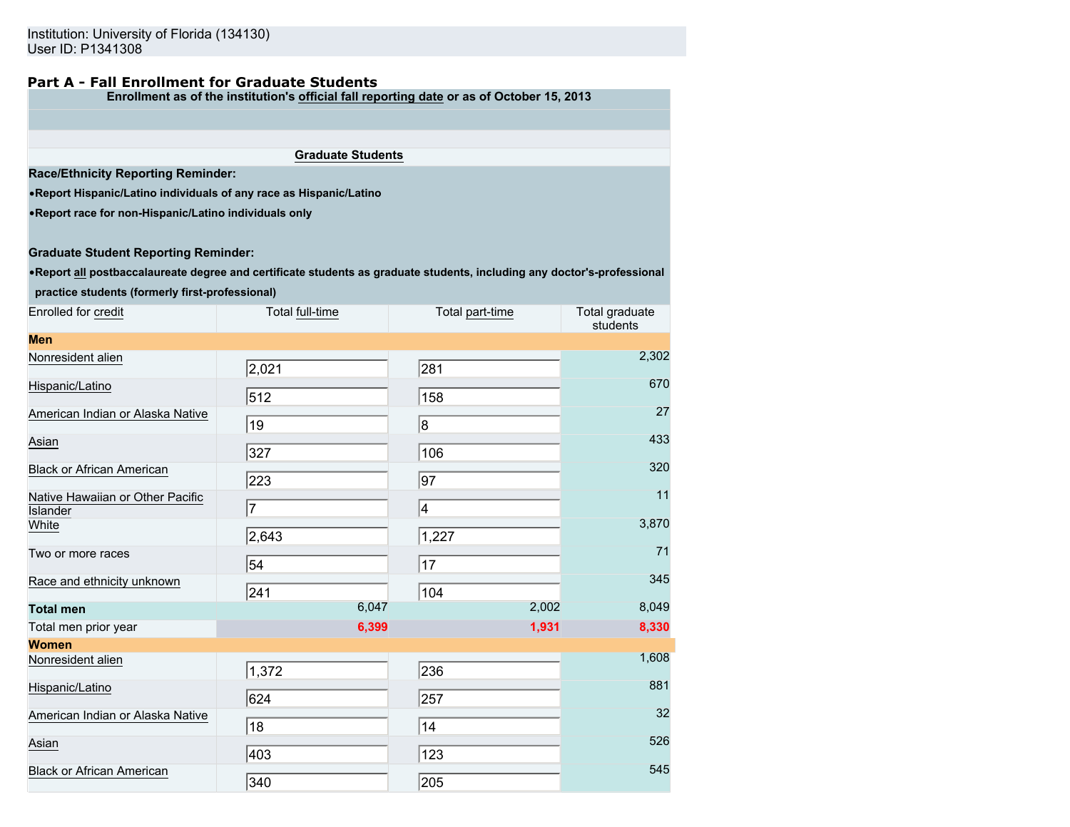Institution: University of Florida (134130)
User ID: P1341308

## Part A - Fall Enrollment for Graduate Students

**Enrollment as of the institution's official fall reporting date or as of October 15, 2013**

**Graduate Students**

**Race/Ethnicity Reporting Reminder:**

- **Report Hispanic/Latino individuals of any race as Hispanic/Latino**
- **Report race for non-Hispanic/Latino individuals only**

**Graduate Student Reporting Reminder:**

- **Report all postbaccalaureate degree and certificate students as graduate students, including any doctor's-professional practice students (formerly first-professional)**

| Enrolled for credit | Total full-time | Total part-time | Total graduate students |
|---|---|---|---|
| **Men** | | | |
| Nonresident alien | 2,021 | 281 | 2,302 |
| Hispanic/Latino | 512 | 158 | 670 |
| American Indian or Alaska Native | 19 | 8 | 27 |
| Asian | 327 | 106 | 433 |
| Black or African American | 223 | 97 | 320 |
| Native Hawaiian or Other Pacific Islander | 7 | 4 | 11 |
| White | 2,643 | 1,227 | 3,870 |
| Two or more races | 54 | 17 | 71 |
| Race and ethnicity unknown | 241 | 104 | 345 |
| **Total men** | 6,047 | 2,002 | 8,049 |
| Total men prior year | **6,399** | **1,931** | **8,330** |
| **Women** | | | |
| Nonresident alien | 1,372 | 236 | 1,608 |
| Hispanic/Latino | 624 | 257 | 881 |
| American Indian or Alaska Native | 18 | 14 | 32 |
| Asian | 403 | 123 | 526 |
| Black or African American | 340 | 205 | 545 |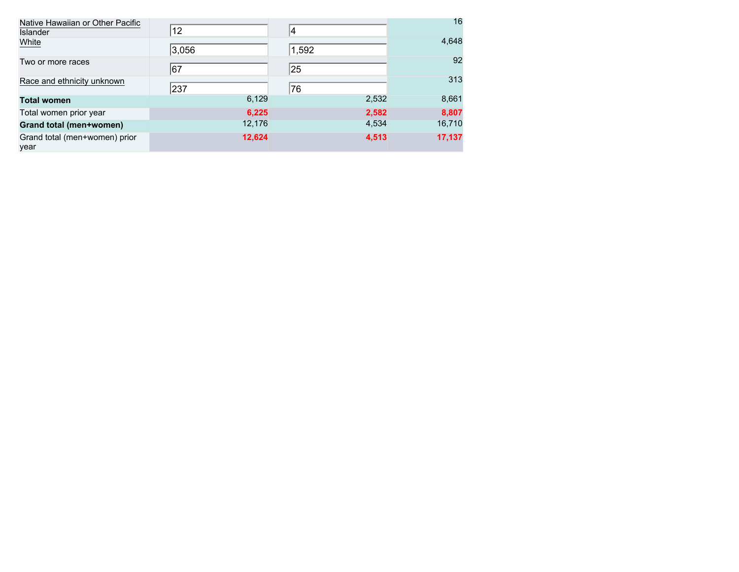| | | | |
|---|---|---|---|
| Native Hawaiian or Other Pacific Islander | 12 | 4 | 16 |
| White | 3,056 | 1,592 | 4,648 |
| Two or more races | 67 | 25 | 92 |
| Race and ethnicity unknown | 237 | 76 | 313 |
| **Total women** | 6,129 | 2,532 | 8,661 |
| Total women prior year | **6,225** | **2,582** | **8,807** |
| **Grand total (men+women)** | 12,176 | 4,534 | 16,710 |
| Grand total (men+women) prior year | **12,624** | **4,513** | **17,137** |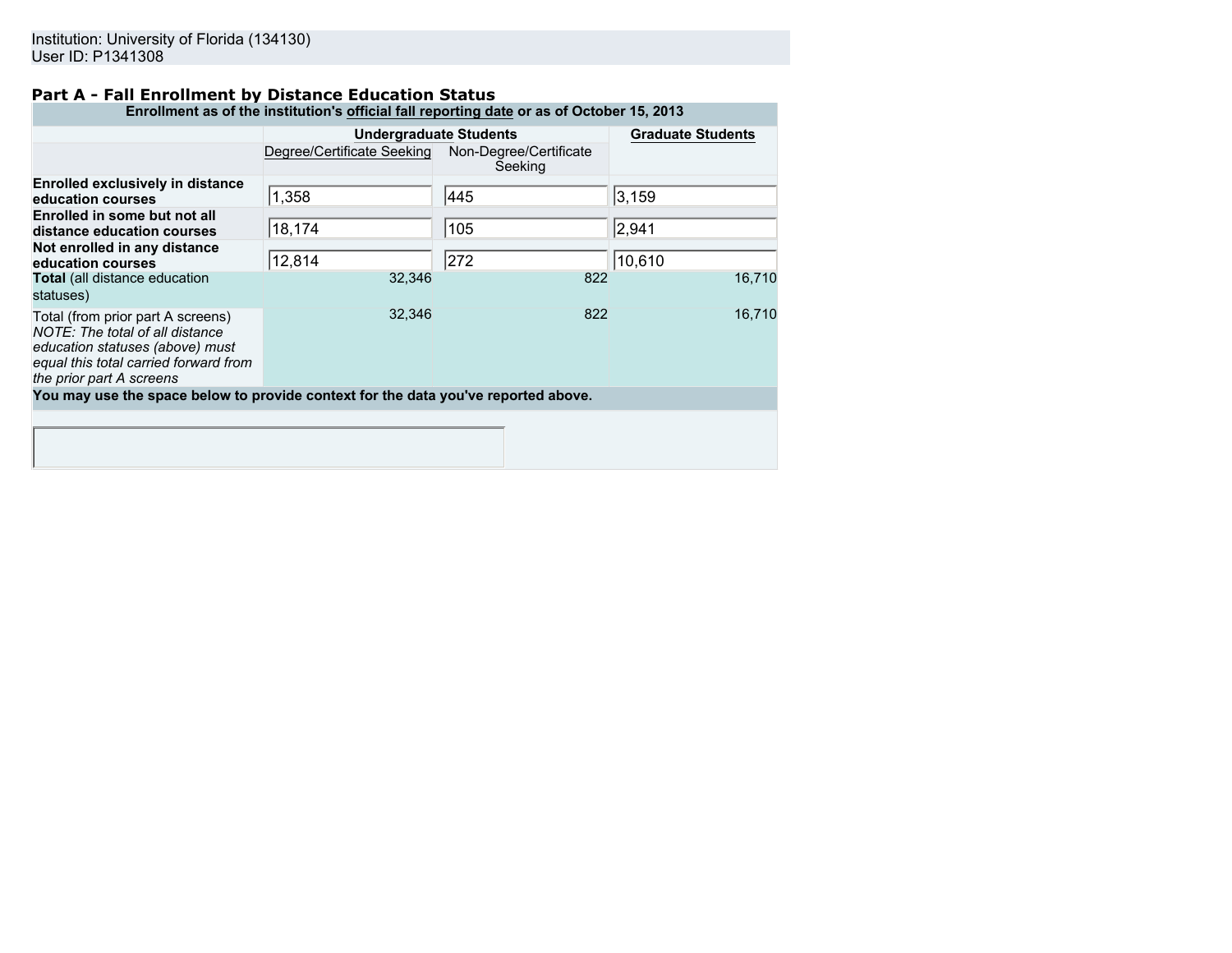Institution: University of Florida (134130)
User ID: P1341308

## Part A - Fall Enrollment by Distance Education Status

| Enrollment as of the institution's official fall reporting date or as of October 15, 2013 | | | |
|---|---|---|---|
| | Undergraduate Students | | Graduate Students |
| | Degree/Certificate Seeking | Non-Degree/Certificate Seeking | |
| **Enrolled exclusively in distance education courses** | 1,358 | 445 | 3,159 |
| **Enrolled in some but not all distance education courses** | 18,174 | 105 | 2,941 |
| **Not enrolled in any distance education courses** | 12,814 | 272 | 10,610 |
| **Total** (all distance education statuses) | 32,346 | 822 | 16,710 |
| Total (from prior part A screens) *NOTE: The total of all distance education statuses (above) must equal this total carried forward from the prior part A screens* | 32,346 | 822 | 16,710 |

**You may use the space below to provide context for the data you've reported above.**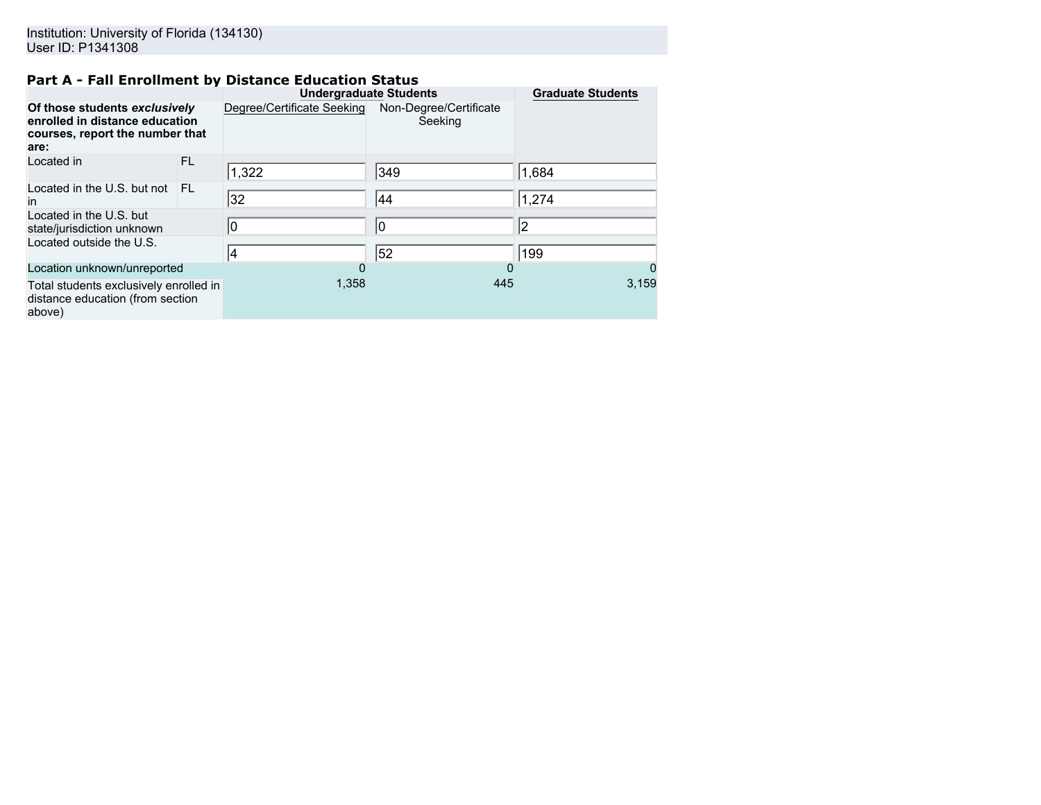Institution: University of Florida (134130)
User ID: P1341308

## Part A - Fall Enrollment by Distance Education Status

| Of those students *exclusively* enrolled in distance education courses, report the number that are: | | Undergraduate Students | | Graduate Students |
|---|---|---|---|---|
| | | Degree/Certificate Seeking | Non-Degree/Certificate Seeking | |
| Located in | FL | 1,322 | 349 | 1,684 |
| Located in the U.S. but not in | FL | 32 | 44 | 1,274 |
| Located in the U.S. but state/jurisdiction unknown | | 0 | 0 | 2 |
| Located outside the U.S. | | 4 | 52 | 199 |
| Location unknown/unreported | | 0 | 0 | 0 |
| Total students exclusively enrolled in distance education (from section above) | | 1,358 | 445 | 3,159 |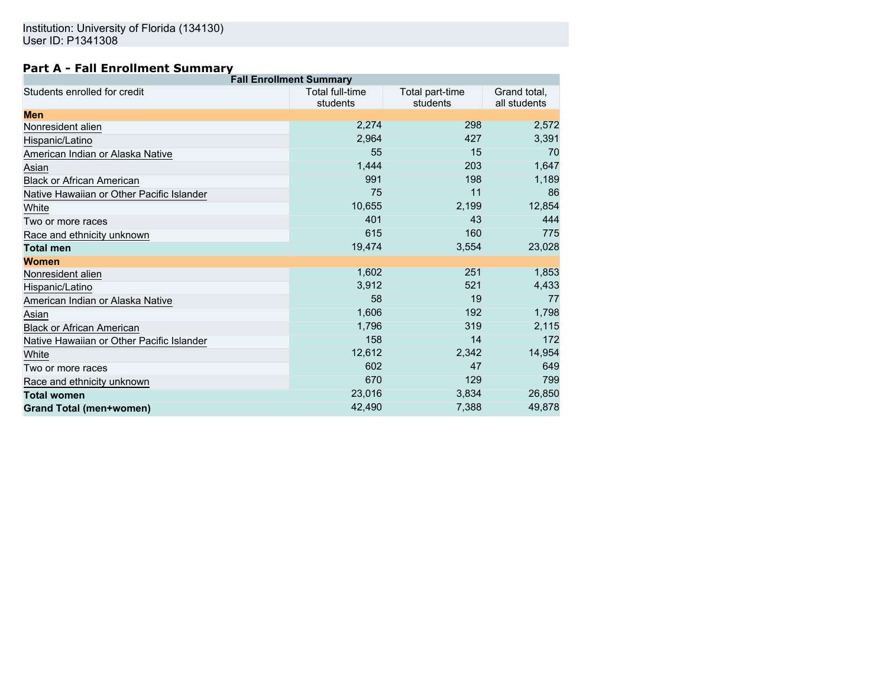Institution: University of Florida (134130)
User ID: P1341308

## Part A - Fall Enrollment Summary

| Fall Enrollment Summary | | | |
|---|---|---|---|
| Students enrolled for credit | Total full-time students | Total part-time students | Grand total, all students |
| **Men** | | | |
| Nonresident alien | 2,274 | 298 | 2,572 |
| Hispanic/Latino | 2,964 | 427 | 3,391 |
| American Indian or Alaska Native | 55 | 15 | 70 |
| Asian | 1,444 | 203 | 1,647 |
| Black or African American | 991 | 198 | 1,189 |
| Native Hawaiian or Other Pacific Islander | 75 | 11 | 86 |
| White | 10,655 | 2,199 | 12,854 |
| Two or more races | 401 | 43 | 444 |
| Race and ethnicity unknown | 615 | 160 | 775 |
| **Total men** | 19,474 | 3,554 | 23,028 |
| **Women** | | | |
| Nonresident alien | 1,602 | 251 | 1,853 |
| Hispanic/Latino | 3,912 | 521 | 4,433 |
| American Indian or Alaska Native | 58 | 19 | 77 |
| Asian | 1,606 | 192 | 1,798 |
| Black or African American | 1,796 | 319 | 2,115 |
| Native Hawaiian or Other Pacific Islander | 158 | 14 | 172 |
| White | 12,612 | 2,342 | 14,954 |
| Two or more races | 602 | 47 | 649 |
| Race and ethnicity unknown | 670 | 129 | 799 |
| **Total women** | 23,016 | 3,834 | 26,850 |
| **Grand Total (men+women)** | 42,490 | 7,388 | 49,878 |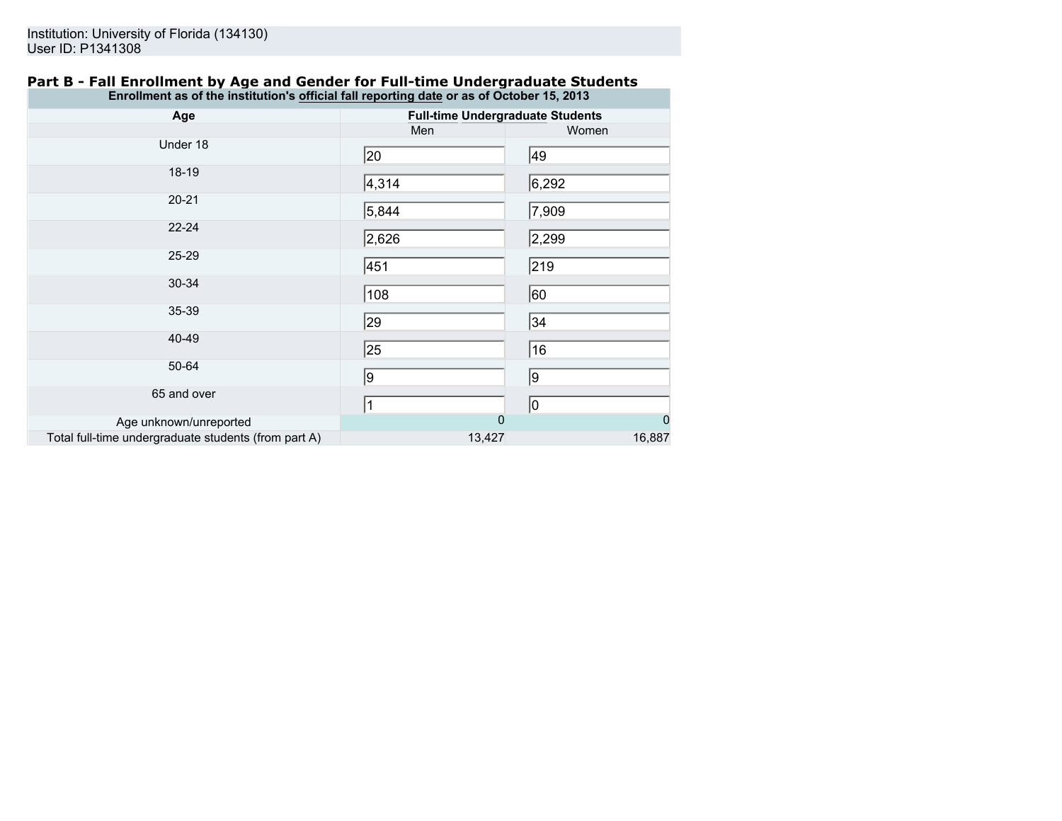Institution: University of Florida (134130)
User ID: P1341308

## Part B - Fall Enrollment by Age and Gender for Full-time Undergraduate Students

| Enrollment as of the institution's official fall reporting date or as of October 15, 2013 | | |
|---|---|---|
| **Age** | **Full-time Undergraduate Students** | |
| | Men | Women |
| Under 18 | 20 | 49 |
| 18-19 | 4,314 | 6,292 |
| 20-21 | 5,844 | 7,909 |
| 22-24 | 2,626 | 2,299 |
| 25-29 | 451 | 219 |
| 30-34 | 108 | 60 |
| 35-39 | 29 | 34 |
| 40-49 | 25 | 16 |
| 50-64 | 9 | 9 |
| 65 and over | 1 | 0 |
| Age unknown/unreported | 0 | 0 |
| Total full-time undergraduate students (from part A) | 13,427 | 16,887 |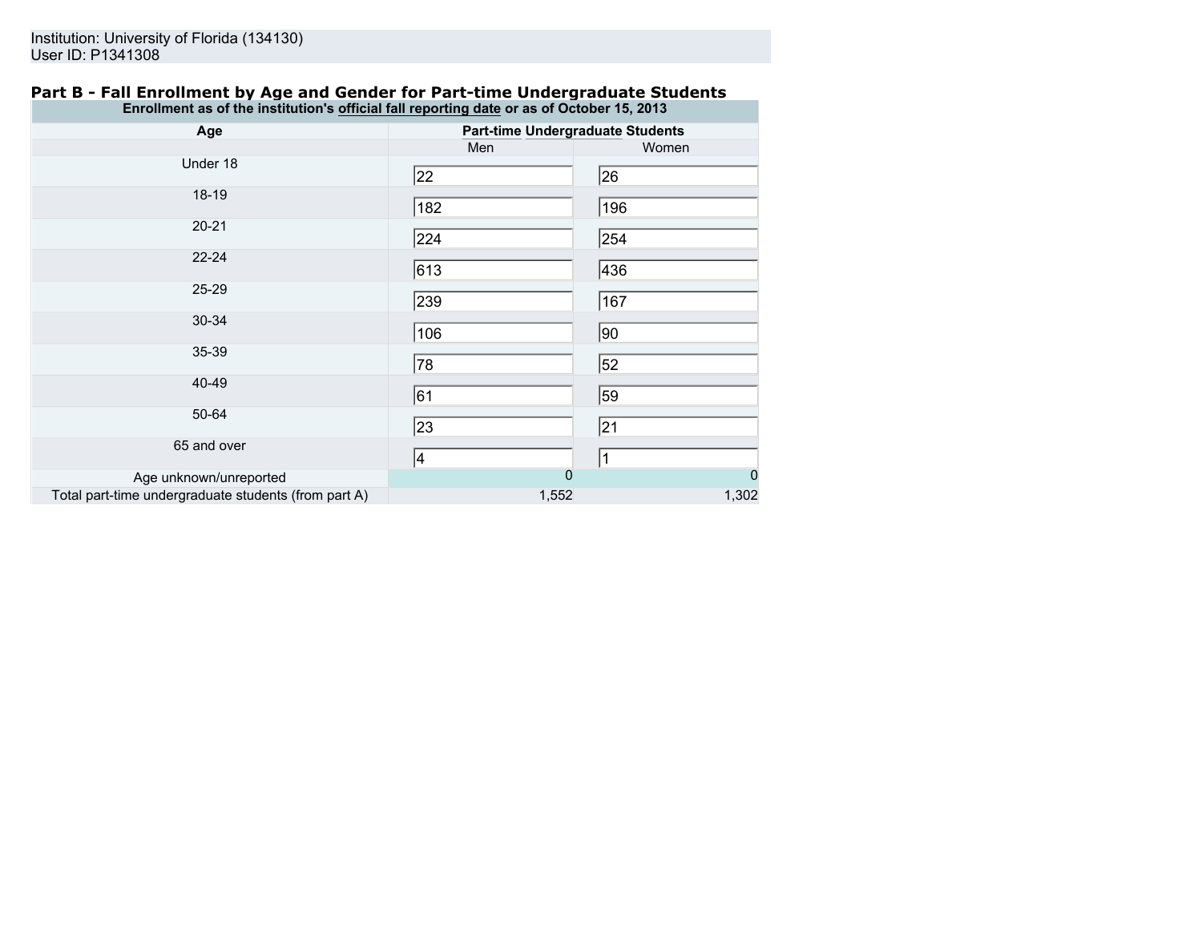Institution: University of Florida (134130)
User ID: P1341308

## Part B - Fall Enrollment by Age and Gender for Part-time Undergraduate Students

| Enrollment as of the institution's official fall reporting date or as of October 15, 2013 | | |
|---|---|---|
| Age | Part-time Undergraduate Students | |
| | Men | Women |
| Under 18 | 22 | 26 |
| 18-19 | 182 | 196 |
| 20-21 | 224 | 254 |
| 22-24 | 613 | 436 |
| 25-29 | 239 | 167 |
| 30-34 | 106 | 90 |
| 35-39 | 78 | 52 |
| 40-49 | 61 | 59 |
| 50-64 | 23 | 21 |
| 65 and over | 4 | 1 |
| Age unknown/unreported | 0 | 0 |
| Total part-time undergraduate students (from part A) | 1,552 | 1,302 |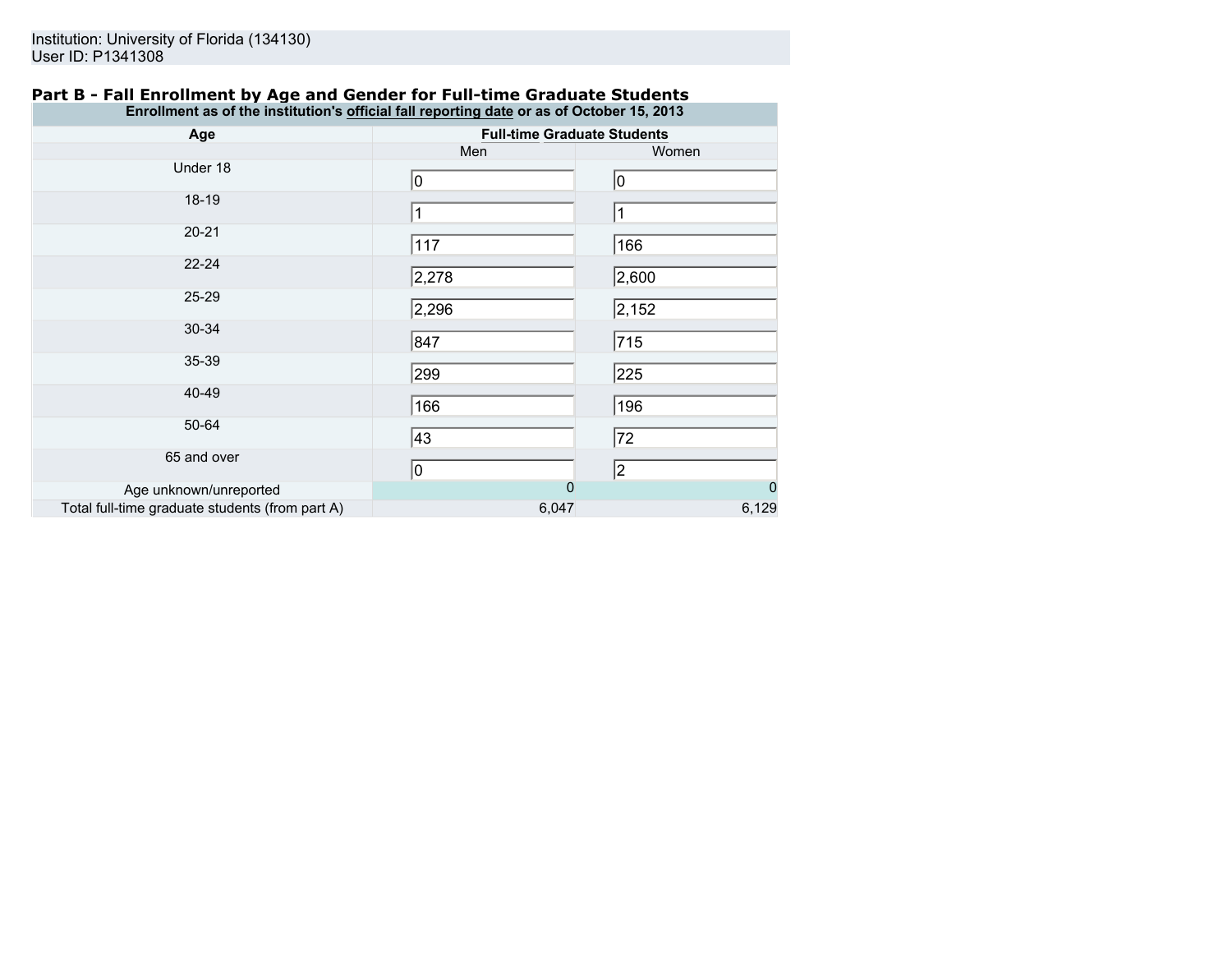Institution: University of Florida (134130)
User ID: P1341308

## Part B - Fall Enrollment by Age and Gender for Full-time Graduate Students

| Enrollment as of the institution's official fall reporting date or as of October 15, 2013 | | |
|---|---|---|
| **Age** | **Full-time Graduate Students** | |
| | Men | Women |
| Under 18 | 0 | 0 |
| 18-19 | 1 | 1 |
| 20-21 | 117 | 166 |
| 22-24 | 2,278 | 2,600 |
| 25-29 | 2,296 | 2,152 |
| 30-34 | 847 | 715 |
| 35-39 | 299 | 225 |
| 40-49 | 166 | 196 |
| 50-64 | 43 | 72 |
| 65 and over | 0 | 2 |
| Age unknown/unreported | 0 | 0 |
| Total full-time graduate students (from part A) | 6,047 | 6,129 |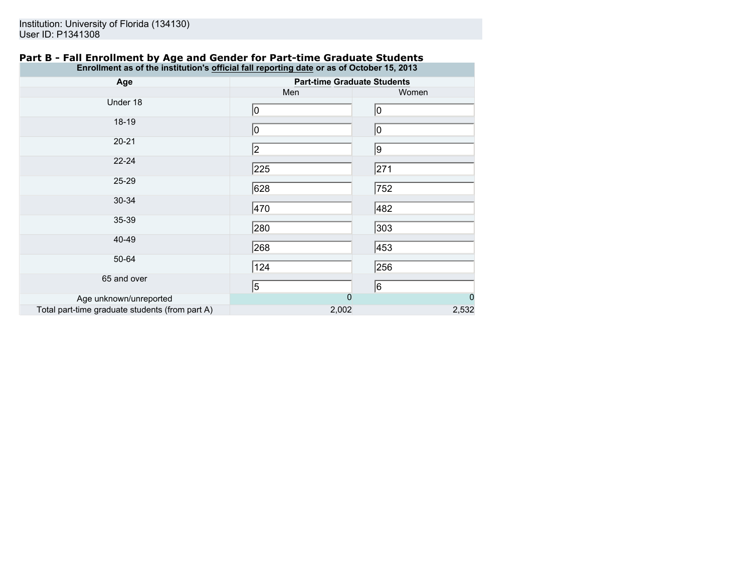Institution: University of Florida (134130)
User ID: P1341308

## Part B - Fall Enrollment by Age and Gender for Part-time Graduate Students

| Enrollment as of the institution's official fall reporting date or as of October 15, 2013 | | |
|---|---|---|
| **Age** | **Part-time Graduate Students** | |
| | Men | Women |
| Under 18 | 0 | 0 |
| 18-19 | 0 | 0 |
| 20-21 | 2 | 9 |
| 22-24 | 225 | 271 |
| 25-29 | 628 | 752 |
| 30-34 | 470 | 482 |
| 35-39 | 280 | 303 |
| 40-49 | 268 | 453 |
| 50-64 | 124 | 256 |
| 65 and over | 5 | 6 |
| Age unknown/unreported | 0 | 0 |
| Total part-time graduate students (from part A) | 2,002 | 2,532 |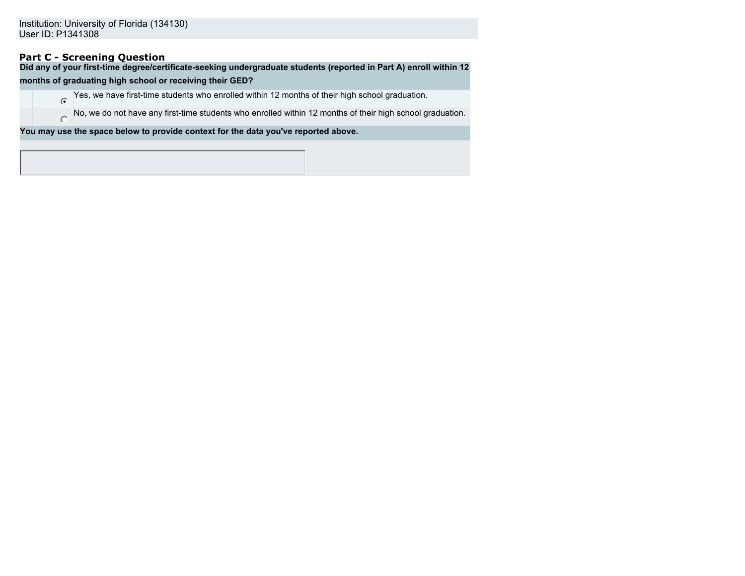Institution: University of Florida (134130)
User ID: P1341308

### Part C - Screening Question

**Did any of your first-time degree/certificate-seeking undergraduate students (reported in Part A) enroll within 12 months of graduating high school or receiving their GED?**

- (●) Yes, we have first-time students who enrolled within 12 months of their high school graduation.
- ( ) No, we do not have any first-time students who enrolled within 12 months of their high school graduation.

**You may use the space below to provide context for the data you've reported above.**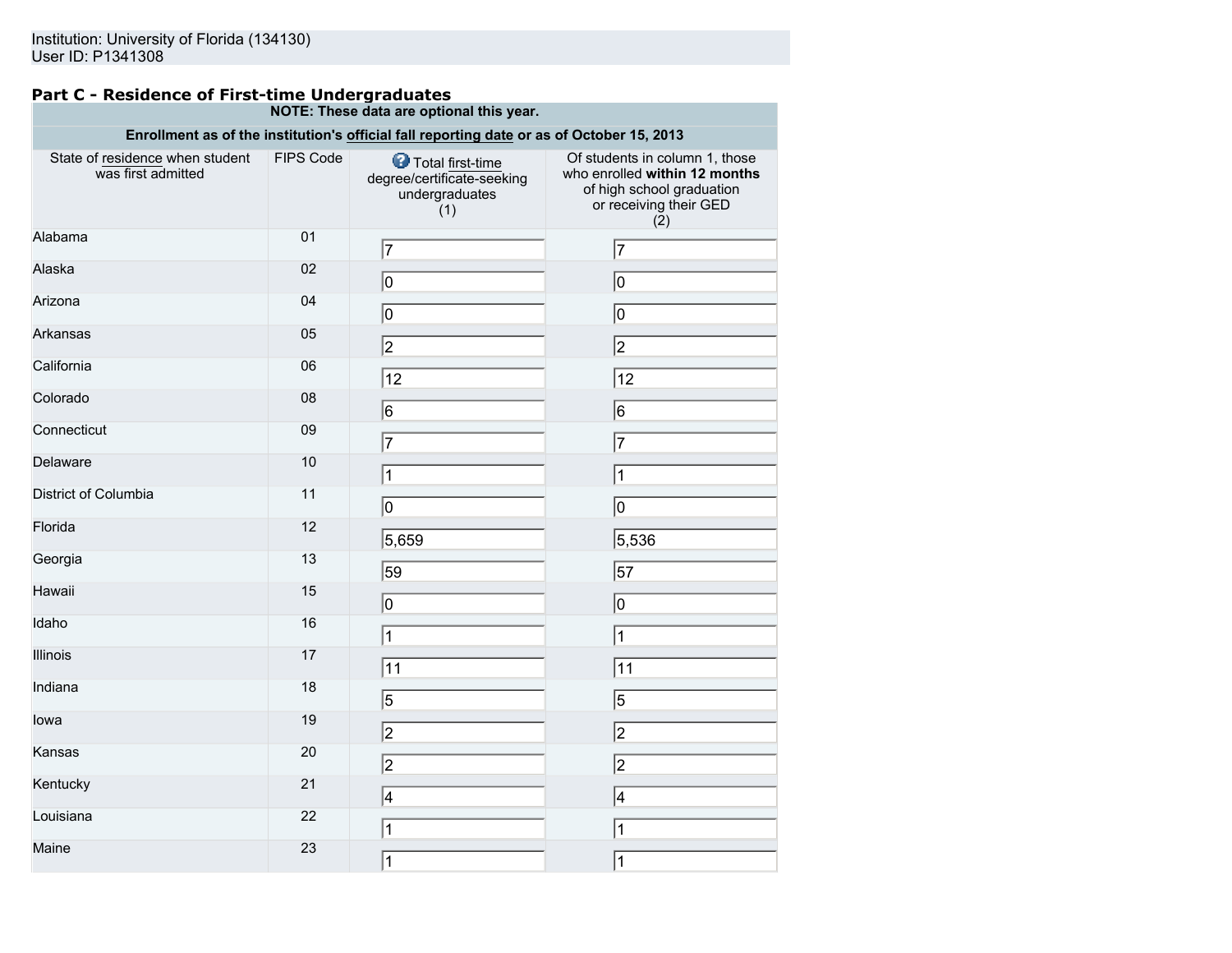Institution: University of Florida (134130)
User ID: P1341308

### Part C - Residence of First-time Undergraduates

| NOTE: These data are optional this year. | | | |
|---|---|---|---|
| Enrollment as of the institution's official fall reporting date or as of October 15, 2013 | | | |
| State of residence when student was first admitted | FIPS Code | Total first-time degree/certificate-seeking undergraduates (1) | Of students in column 1, those who enrolled **within 12 months** of high school graduation or receiving their GED (2) |
| Alabama | 01 | 7 | 7 |
| Alaska | 02 | 0 | 0 |
| Arizona | 04 | 0 | 0 |
| Arkansas | 05 | 2 | 2 |
| California | 06 | 12 | 12 |
| Colorado | 08 | 6 | 6 |
| Connecticut | 09 | 7 | 7 |
| Delaware | 10 | 1 | 1 |
| District of Columbia | 11 | 0 | 0 |
| Florida | 12 | 5,659 | 5,536 |
| Georgia | 13 | 59 | 57 |
| Hawaii | 15 | 0 | 0 |
| Idaho | 16 | 1 | 1 |
| Illinois | 17 | 11 | 11 |
| Indiana | 18 | 5 | 5 |
| Iowa | 19 | 2 | 2 |
| Kansas | 20 | 2 | 2 |
| Kentucky | 21 | 4 | 4 |
| Louisiana | 22 | 1 | 1 |
| Maine | 23 | 1 | 1 |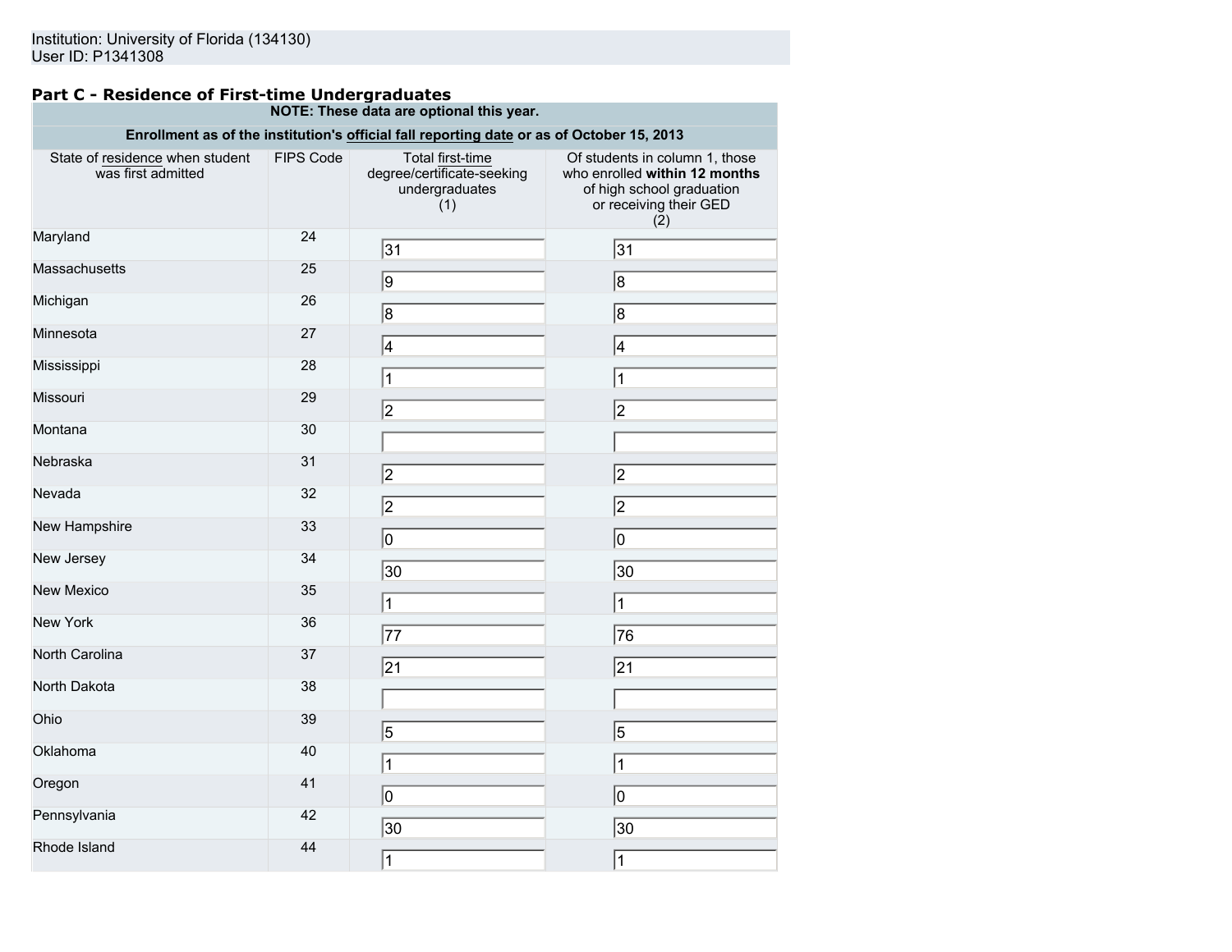Institution: University of Florida (134130)
User ID: P1341308

## Part C - Residence of First-time Undergraduates

| NOTE: These data are optional this year. | | | |
|---|---|---|---|
| **Enrollment as of the institution's official fall reporting date or as of October 15, 2013** | | | |
| State of residence when student was first admitted | FIPS Code | Total first-time degree/certificate-seeking undergraduates (1) | Of students in column 1, those who enrolled **within 12 months** of high school graduation or receiving their GED (2) |
| Maryland | 24 | 31 | 31 |
| Massachusetts | 25 | 9 | 8 |
| Michigan | 26 | 8 | 8 |
| Minnesota | 27 | 4 | 4 |
| Mississippi | 28 | 1 | 1 |
| Missouri | 29 | 2 | 2 |
| Montana | 30 | | |
| Nebraska | 31 | 2 | 2 |
| Nevada | 32 | 2 | 2 |
| New Hampshire | 33 | 0 | 0 |
| New Jersey | 34 | 30 | 30 |
| New Mexico | 35 | 1 | 1 |
| New York | 36 | 77 | 76 |
| North Carolina | 37 | 21 | 21 |
| North Dakota | 38 | | |
| Ohio | 39 | 5 | 5 |
| Oklahoma | 40 | 1 | 1 |
| Oregon | 41 | 0 | 0 |
| Pennsylvania | 42 | 30 | 30 |
| Rhode Island | 44 | 1 | 1 |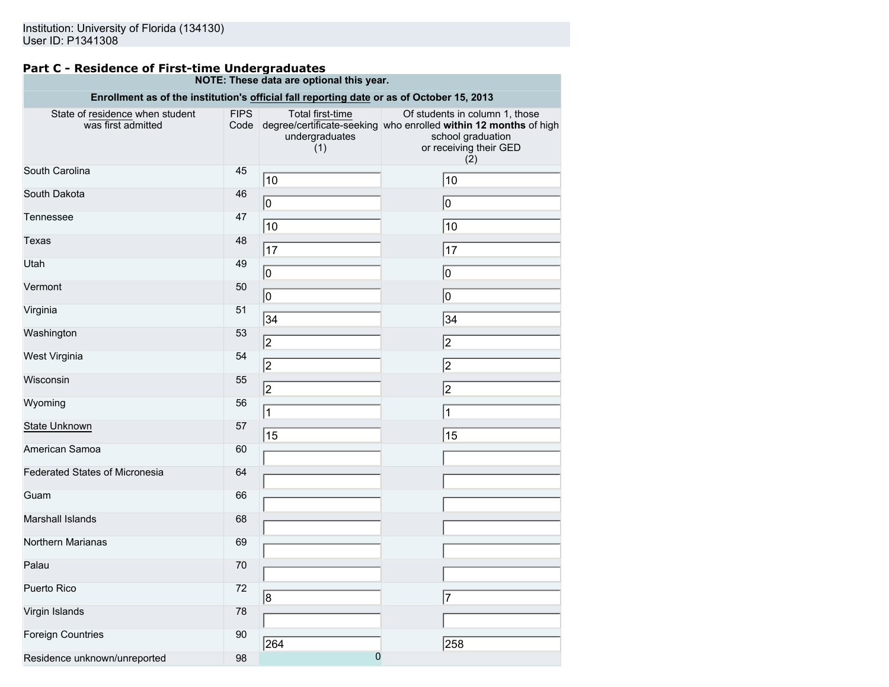Institution: University of Florida (134130)
User ID: P1341308

## Part C - Residence of First-time Undergraduates

**NOTE: These data are optional this year.**

**Enrollment as of the institution's official fall reporting date or as of October 15, 2013**

| State of residence when student was first admitted | FIPS Code | Total first-time degree/certificate-seeking undergraduates (1) | Of students in column 1, those who enrolled **within 12 months** of high school graduation or receiving their GED (2) |
|---|---|---|---|
| South Carolina | 45 | 10 | 10 |
| South Dakota | 46 | 0 | 0 |
| Tennessee | 47 | 10 | 10 |
| Texas | 48 | 17 | 17 |
| Utah | 49 | 0 | 0 |
| Vermont | 50 | 0 | 0 |
| Virginia | 51 | 34 | 34 |
| Washington | 53 | 2 | 2 |
| West Virginia | 54 | 2 | 2 |
| Wisconsin | 55 | 2 | 2 |
| Wyoming | 56 | 1 | 1 |
| State Unknown | 57 | 15 | 15 |
| American Samoa | 60 | | |
| Federated States of Micronesia | 64 | | |
| Guam | 66 | | |
| Marshall Islands | 68 | | |
| Northern Marianas | 69 | | |
| Palau | 70 | | |
| Puerto Rico | 72 | 8 | 7 |
| Virgin Islands | 78 | | |
| Foreign Countries | 90 | 264 | 258 |
| Residence unknown/unreported | 98 | 0 | |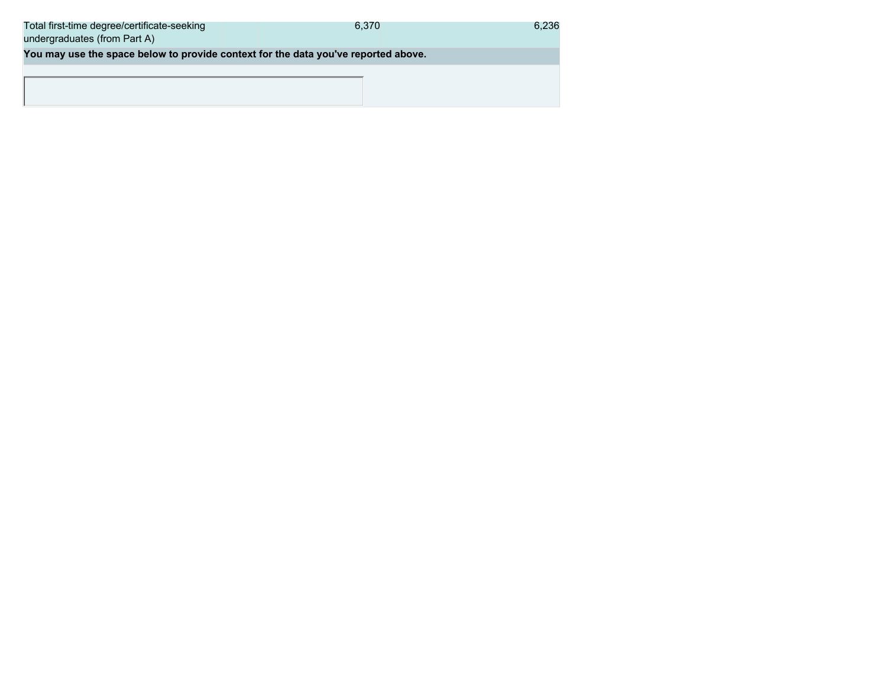| | | |
|---|---|---|
| Total first-time degree/certificate-seeking undergraduates (from Part A) | 6,370 | 6,236 |

**You may use the space below to provide context for the data you've reported above.**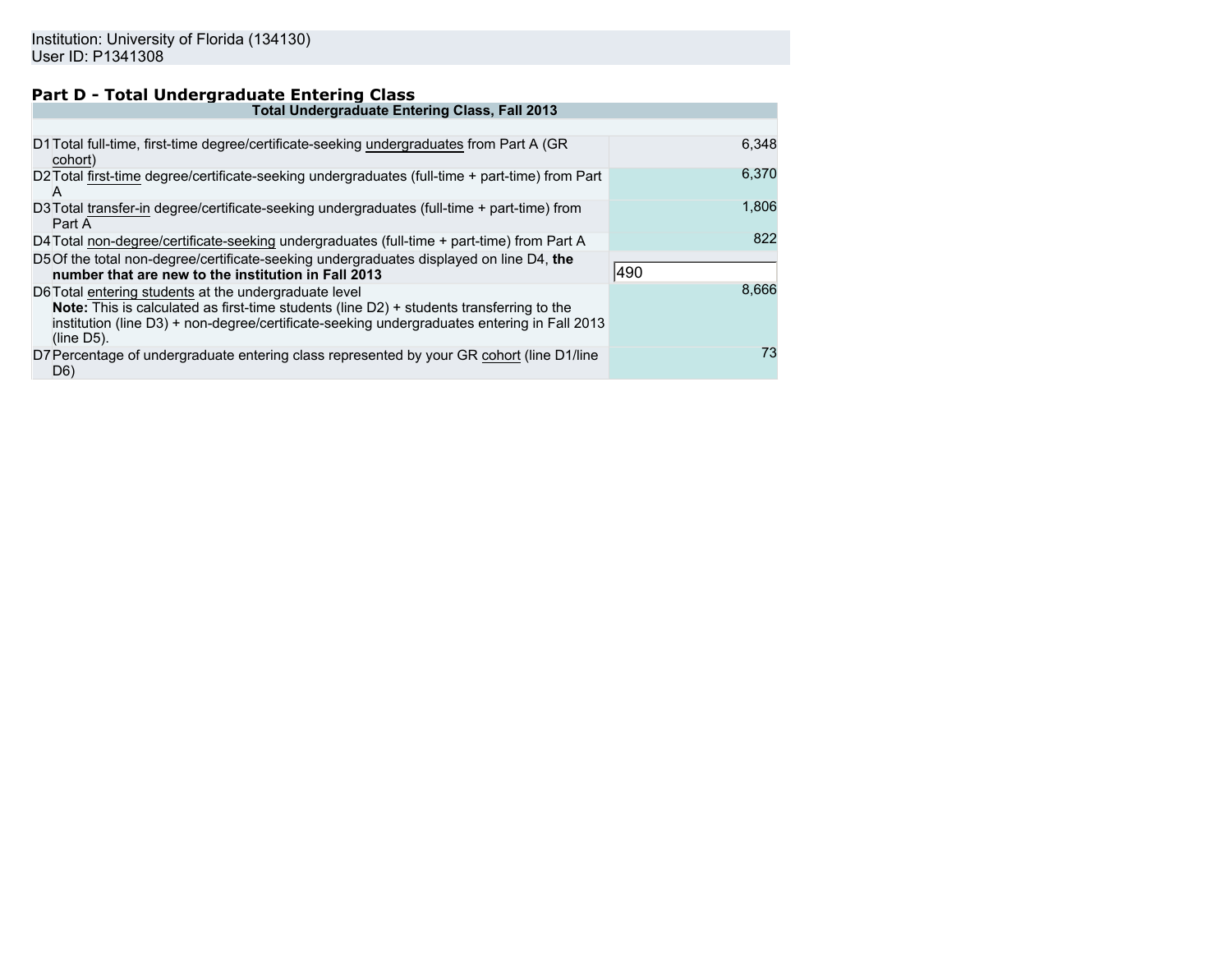Institution: University of Florida (134130)
User ID: P1341308

## Part D - Total Undergraduate Entering Class

| Total Undergraduate Entering Class, Fall 2013 | | |
|---|---|---|
| D1 | Total full-time, first-time degree/certificate-seeking undergraduates from Part A (GR cohort) | 6,348 |
| D2 | Total first-time degree/certificate-seeking undergraduates (full-time + part-time) from Part A | 6,370 |
| D3 | Total transfer-in degree/certificate-seeking undergraduates (full-time + part-time) from Part A | 1,806 |
| D4 | Total non-degree/certificate-seeking undergraduates (full-time + part-time) from Part A | 822 |
| D5 | Of the total non-degree/certificate-seeking undergraduates displayed on line D4, **the number that are new to the institution in Fall 2013** | 490 |
| D6 | Total entering students at the undergraduate level<br>**Note:** This is calculated as first-time students (line D2) + students transferring to the institution (line D3) + non-degree/certificate-seeking undergraduates entering in Fall 2013 (line D5). | 8,666 |
| D7 | Percentage of undergraduate entering class represented by your GR cohort (line D1/line D6) | 73 |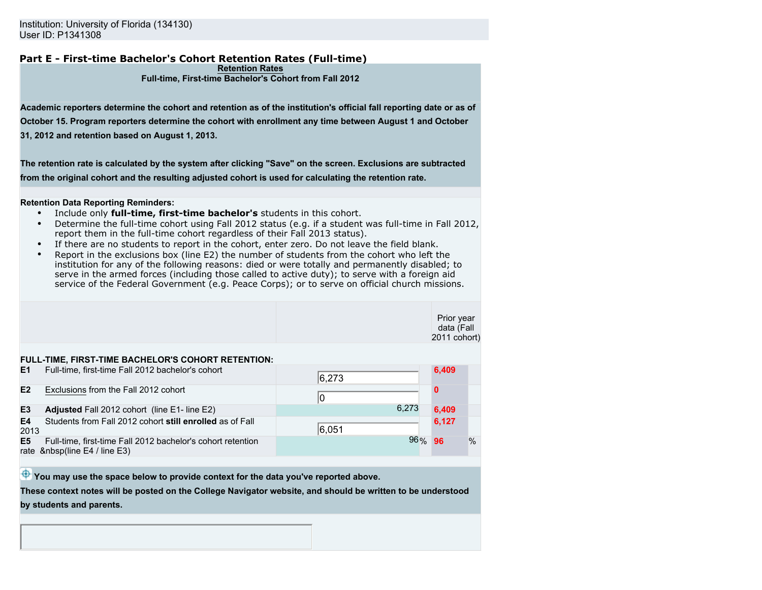Institution: University of Florida (134130)
User ID: P1341308

## Part E - First-time Bachelor's Cohort Retention Rates (Full-time)

**Retention Rates**

**Full-time, First-time Bachelor's Cohort from Fall 2012**

**Academic reporters determine the cohort and retention as of the institution's official fall reporting date or as of October 15. Program reporters determine the cohort with enrollment any time between August 1 and October 31, 2012 and retention based on August 1, 2013.**

**The retention rate is calculated by the system after clicking "Save" on the screen. Exclusions are subtracted from the original cohort and the resulting adjusted cohort is used for calculating the retention rate.**

**Retention Data Reporting Reminders:**

- Include only **full-time, first-time bachelor's** students in this cohort.
- Determine the full-time cohort using Fall 2012 status (e.g. if a student was full-time in Fall 2012, report them in the full-time cohort regardless of their Fall 2013 status).
- If there are no students to report in the cohort, enter zero. Do not leave the field blank.
- Report in the exclusions box (line E2) the number of students from the cohort who left the institution for any of the following reasons: died or were totally and permanently disabled; to serve in the armed forces (including those called to active duty); to serve with a foreign aid service of the Federal Government (e.g. Peace Corps); or to serve on official church missions.

| | | | Prior year data (Fall 2011 cohort) |
|---|---|---|---|
| **FULL-TIME, FIRST-TIME BACHELOR'S COHORT RETENTION:** | | | |
| E1 | Full-time, first-time Fall 2012 bachelor's cohort | 6,273 | 6,409 |
| E2 | Exclusions from the Fall 2012 cohort | 0 | 0 |
| E3 | **Adjusted** Fall 2012 cohort (line E1- line E2) | 6,273 | 6,409 |
| E4 | Students from Fall 2012 cohort **still enrolled** as of Fall 2013 | 6,051 | 6,127 |
| E5 | Full-time, first-time Fall 2012 bachelor's cohort retention rate &nbsp(line E4 / line E3) | 96 % | 96 % |

**You may use the space below to provide context for the data you've reported above. These context notes will be posted on the College Navigator website, and should be written to be understood by students and parents.**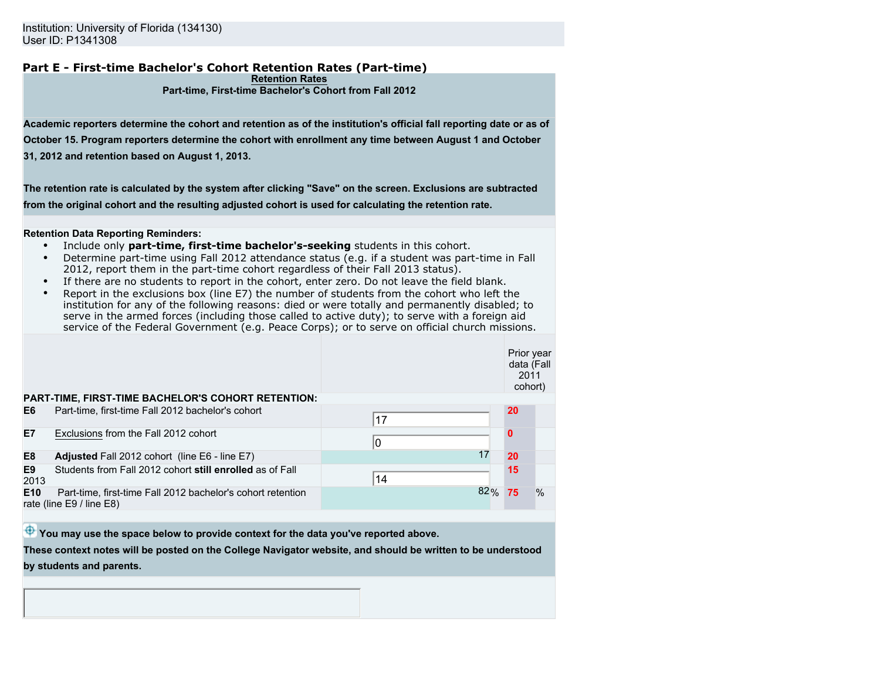Institution: University of Florida (134130)
User ID: P1341308

## Part E - First-time Bachelor's Cohort Retention Rates (Part-time)

**Retention Rates**
**Part-time, First-time Bachelor's Cohort from Fall 2012**

**Academic reporters determine the cohort and retention as of the institution's official fall reporting date or as of October 15. Program reporters determine the cohort with enrollment any time between August 1 and October 31, 2012 and retention based on August 1, 2013.**

**The retention rate is calculated by the system after clicking "Save" on the screen. Exclusions are subtracted from the original cohort and the resulting adjusted cohort is used for calculating the retention rate.**

**Retention Data Reporting Reminders:**

- Include only **part-time, first-time bachelor's-seeking** students in this cohort.
- Determine part-time using Fall 2012 attendance status (e.g. if a student was part-time in Fall 2012, report them in the part-time cohort regardless of their Fall 2013 status).
- If there are no students to report in the cohort, enter zero. Do not leave the field blank.
- Report in the exclusions box (line E7) the number of students from the cohort who left the institution for any of the following reasons: died or were totally and permanently disabled; to serve in the armed forces (including those called to active duty); to serve with a foreign aid service of the Federal Government (e.g. Peace Corps); or to serve on official church missions.

| PART-TIME, FIRST-TIME BACHELOR'S COHORT RETENTION: | | | Prior year data (Fall 2011 cohort) |
|---|---|---|---|
| E6 | Part-time, first-time Fall 2012 bachelor's cohort | 17 | 20 |
| E7 | Exclusions from the Fall 2012 cohort | 0 | 0 |
| E8 | **Adjusted** Fall 2012 cohort (line E6 - line E7) | 17 | 20 |
| E9 | Students from Fall 2012 cohort **still enrolled** as of Fall 2013 | 14 | 15 |
| E10 | Part-time, first-time Fall 2012 bachelor's cohort retention rate (line E9 / line E8) | 82% | 75 % |

**You may use the space below to provide context for the data you've reported above.**
**These context notes will be posted on the College Navigator website, and should be written to be understood by students and parents.**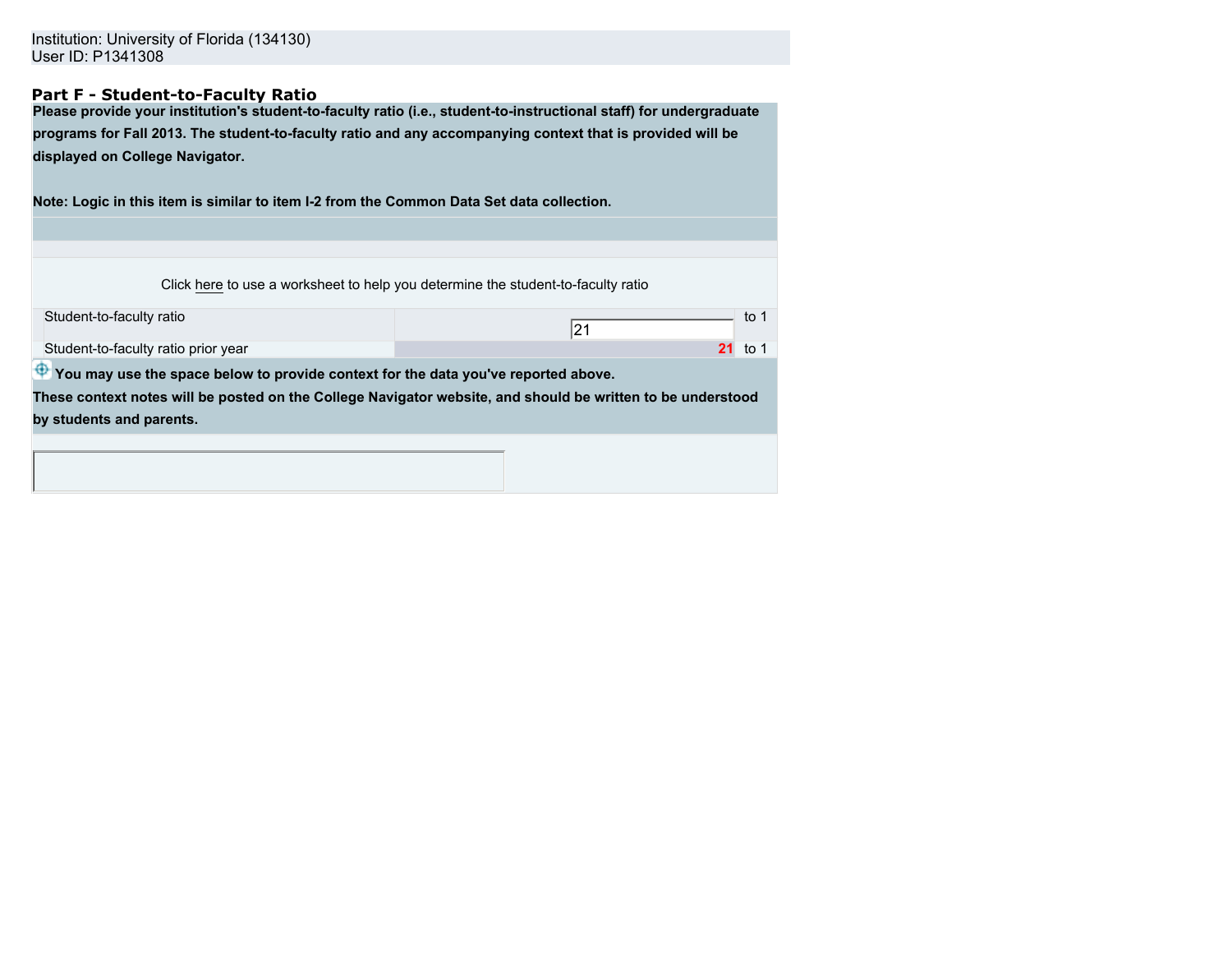Institution: University of Florida (134130)
User ID: P1341308

## Part F - Student-to-Faculty Ratio

**Please provide your institution's student-to-faculty ratio (i.e., student-to-instructional staff) for undergraduate programs for Fall 2013. The student-to-faculty ratio and any accompanying context that is provided will be displayed on College Navigator.**

**Note: Logic in this item is similar to item I-2 from the Common Data Set data collection.**

Click here to use a worksheet to help you determine the student-to-faculty ratio

| | | |
|---|---|---|
| Student-to-faculty ratio | 21 | to 1 |
| Student-to-faculty ratio prior year | 21 | to 1 |

**You may use the space below to provide context for the data you've reported above.**
**These context notes will be posted on the College Navigator website, and should be written to be understood by students and parents.**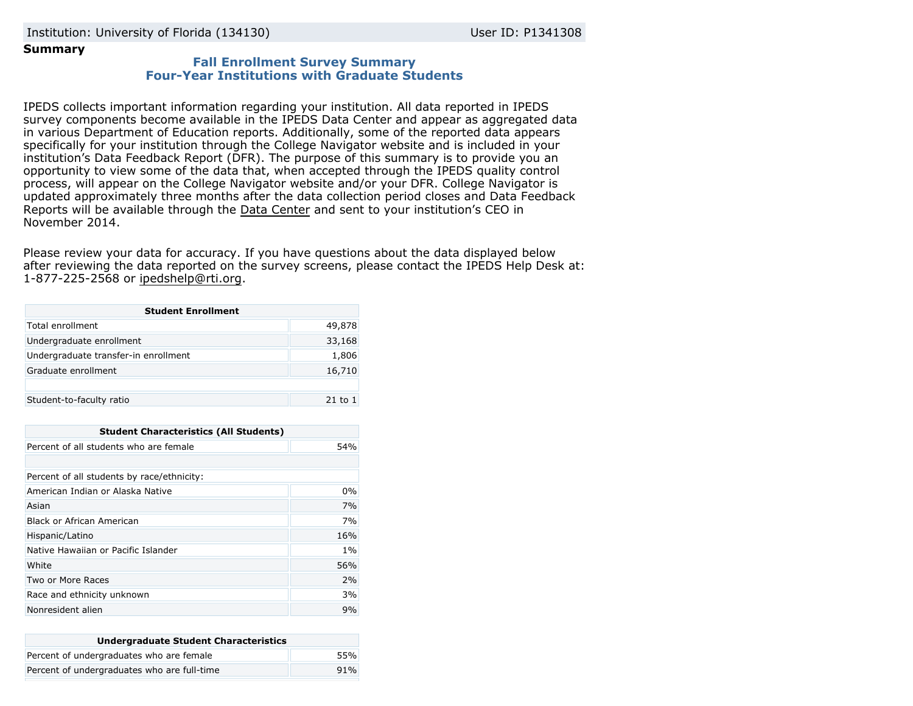Institution: University of Florida (134130) User ID: P1341308

**Summary**

## Fall Enrollment Survey Summary
## Four-Year Institutions with Graduate Students

IPEDS collects important information regarding your institution. All data reported in IPEDS survey components become available in the IPEDS Data Center and appear as aggregated data in various Department of Education reports. Additionally, some of the reported data appears specifically for your institution through the College Navigator website and is included in your institution's Data Feedback Report (DFR). The purpose of this summary is to provide you an opportunity to view some of the data that, when accepted through the IPEDS quality control process, will appear on the College Navigator website and/or your DFR. College Navigator is updated approximately three months after the data collection period closes and Data Feedback Reports will be available through the Data Center and sent to your institution's CEO in November 2014.

Please review your data for accuracy. If you have questions about the data displayed below after reviewing the data reported on the survey screens, please contact the IPEDS Help Desk at: 1-877-225-2568 or ipedshelp@rti.org.

| Student Enrollment | |
|---|---|
| Total enrollment | 49,878 |
| Undergraduate enrollment | 33,168 |
| Undergraduate transfer-in enrollment | 1,806 |
| Graduate enrollment | 16,710 |
| | |
| Student-to-faculty ratio | 21 to 1 |

| Student Characteristics (All Students) | |
|---|---|
| Percent of all students who are female | 54% |
| | |
| Percent of all students by race/ethnicity: | |
| American Indian or Alaska Native | 0% |
| Asian | 7% |
| Black or African American | 7% |
| Hispanic/Latino | 16% |
| Native Hawaiian or Pacific Islander | 1% |
| White | 56% |
| Two or More Races | 2% |
| Race and ethnicity unknown | 3% |
| Nonresident alien | 9% |

| Undergraduate Student Characteristics | |
|---|---|
| Percent of undergraduates who are female | 55% |
| Percent of undergraduates who are full-time | 91% |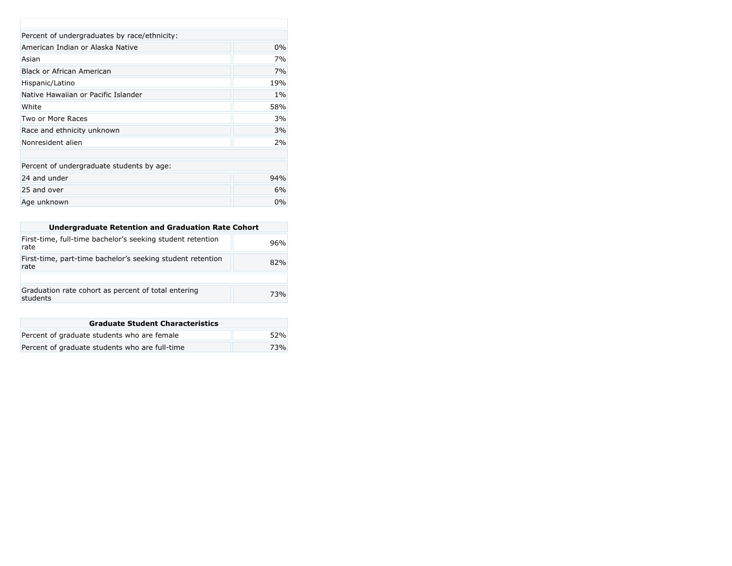| Percent of undergraduates by race/ethnicity: | |
|---|---|
| American Indian or Alaska Native | 0% |
| Asian | 7% |
| Black or African American | 7% |
| Hispanic/Latino | 19% |
| Native Hawaiian or Pacific Islander | 1% |
| White | 58% |
| Two or More Races | 3% |
| Race and ethnicity unknown | 3% |
| Nonresident alien | 2% |

| Percent of undergraduate students by age: | |
|---|---|
| 24 and under | 94% |
| 25 and over | 6% |
| Age unknown | 0% |

| Undergraduate Retention and Graduation Rate Cohort | |
|---|---|
| First-time, full-time bachelor’s seeking student retention rate | 96% |
| First-time, part-time bachelor’s seeking student retention rate | 82% |
| | |
| Graduation rate cohort as percent of total entering students | 73% |

| Graduate Student Characteristics | |
|---|---|
| Percent of graduate students who are female | 52% |
| Percent of graduate students who are full-time | 73% |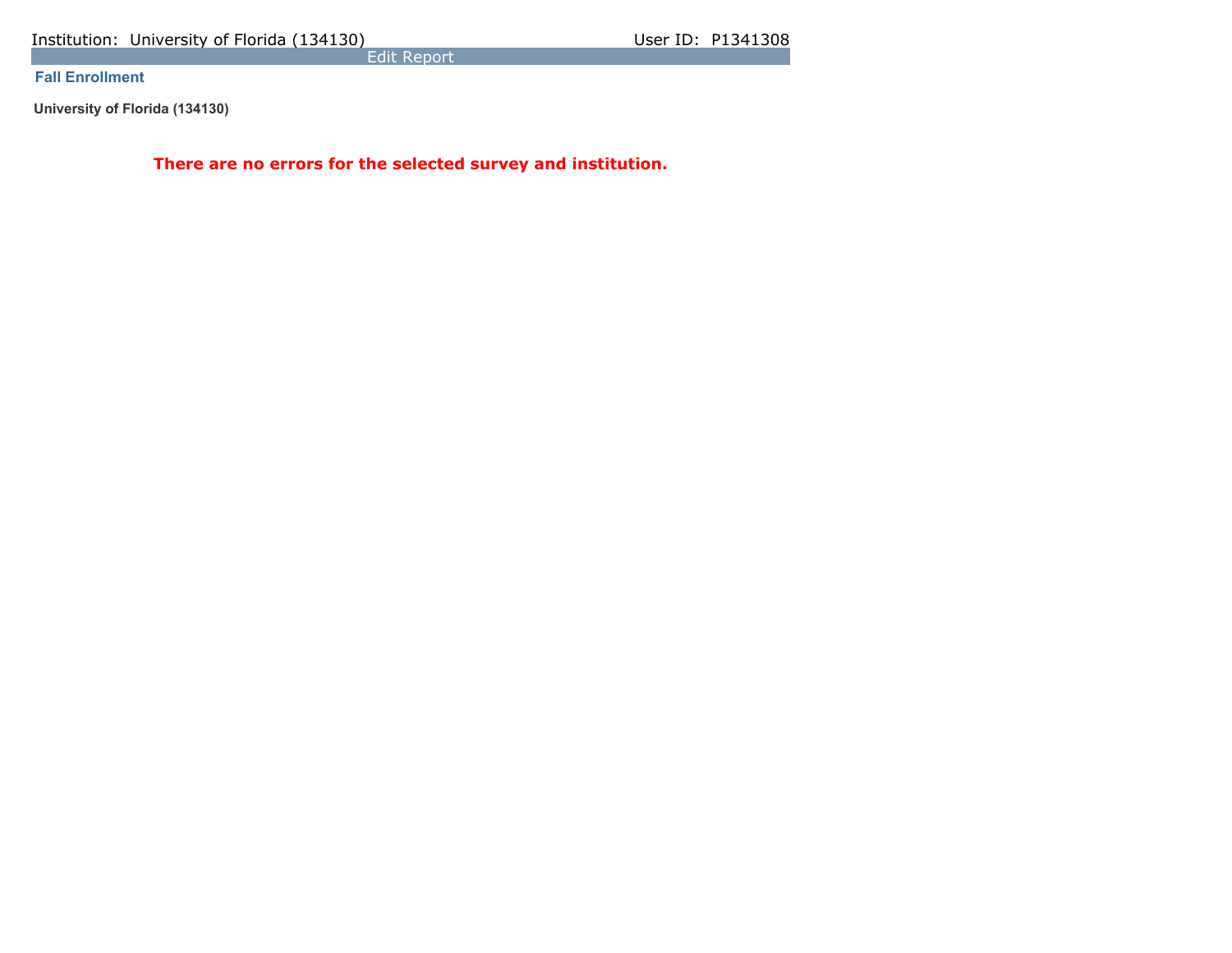Institution: University of Florida (134130) User ID: P1341308

Edit Report

## Fall Enrollment

**University of Florida (134130)**

**There are no errors for the selected survey and institution.**